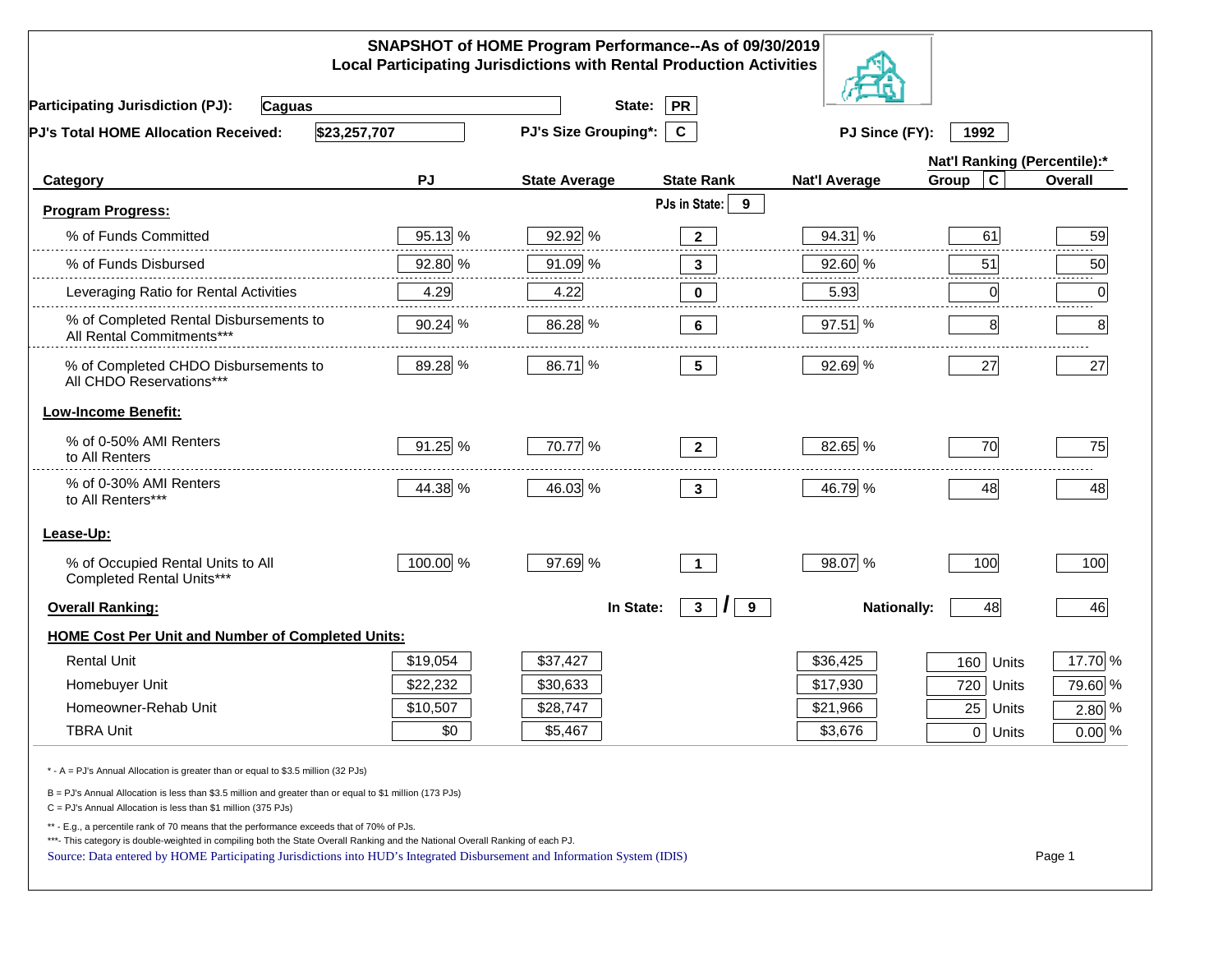# SNAPSHOT of HOME Program Performance--As of 09/30/2019
## Local Participating Jurisdictions with Rental Production Activities

**Participating Jurisdiction (PJ):** Caguas  **State:** PR

**PJ's Total HOME Allocation Received:** $23,257,707  **PJ's Size Grouping*:** C  **PJ Since (FY):** 1992

| Category | PJ | State Average | State Rank | Nat'l Average | Nat'l Ranking (Percentile):* Group C | Overall |
|---|---|---|---|---|---|---|
| **Program Progress:** | | | PJs in State: 9 | | | |
| % of Funds Committed | 95.13 % | 92.92 % | 2 | 94.31 % | 61 | 59 |
| % of Funds Disbursed | 92.80 % | 91.09 % | 3 | 92.60 % | 51 | 50 |
| Leveraging Ratio for Rental Activities | 4.29 | 4.22 | 0 | 5.93 | 0 | 0 |
| % of Completed Rental Disbursements to All Rental Commitments*** | 90.24 % | 86.28 % | 6 | 97.51 % | 8 | 8 |
| % of Completed CHDO Disbursements to All CHDO Reservations*** | 89.28 % | 86.71 % | 5 | 92.69 % | 27 | 27 |
| **Low-Income Benefit:** | | | | | | |
| % of 0-50% AMI Renters to All Renters | 91.25 % | 70.77 % | 2 | 82.65 % | 70 | 75 |
| % of 0-30% AMI Renters to All Renters*** | 44.38 % | 46.03 % | 3 | 46.79 % | 48 | 48 |
| **Lease-Up:** | | | | | | |
| % of Occupied Rental Units to All Completed Rental Units*** | 100.00 % | 97.69 % | 1 | 98.07 % | 100 | 100 |
| **Overall Ranking:** | | In State: | 3 / 9 | Nationally: | 48 | 46 |
| **HOME Cost Per Unit and Number of Completed Units:** | | | | | | |
| Rental Unit | $19,054 | $37,427 | | $36,425 | 160 Units | 17.70 % |
| Homebuyer Unit | $22,232 | $30,633 | | $17,930 | 720 Units | 79.60 % |
| Homeowner-Rehab Unit | $10,507 | $28,747 | | $21,966 | 25 Units | 2.80 % |
| TBRA Unit | $0 | $5,467 | | $3,676 | 0 Units | 0.00 % |

\* - A = PJ's Annual Allocation is greater than or equal to $3.5 million (32 PJs)

B = PJ's Annual Allocation is less than $3.5 million and greater than or equal to $1 million (173 PJs)

C = PJ's Annual Allocation is less than $1 million (375 PJs)

** - E.g., a percentile rank of 70 means that the performance exceeds that of 70% of PJs.

***- This category is double-weighted in compiling both the State Overall Ranking and the National Overall Ranking of each PJ.

Source: Data entered by HOME Participating Jurisdictions into HUD's Integrated Disbursement and Information System (IDIS)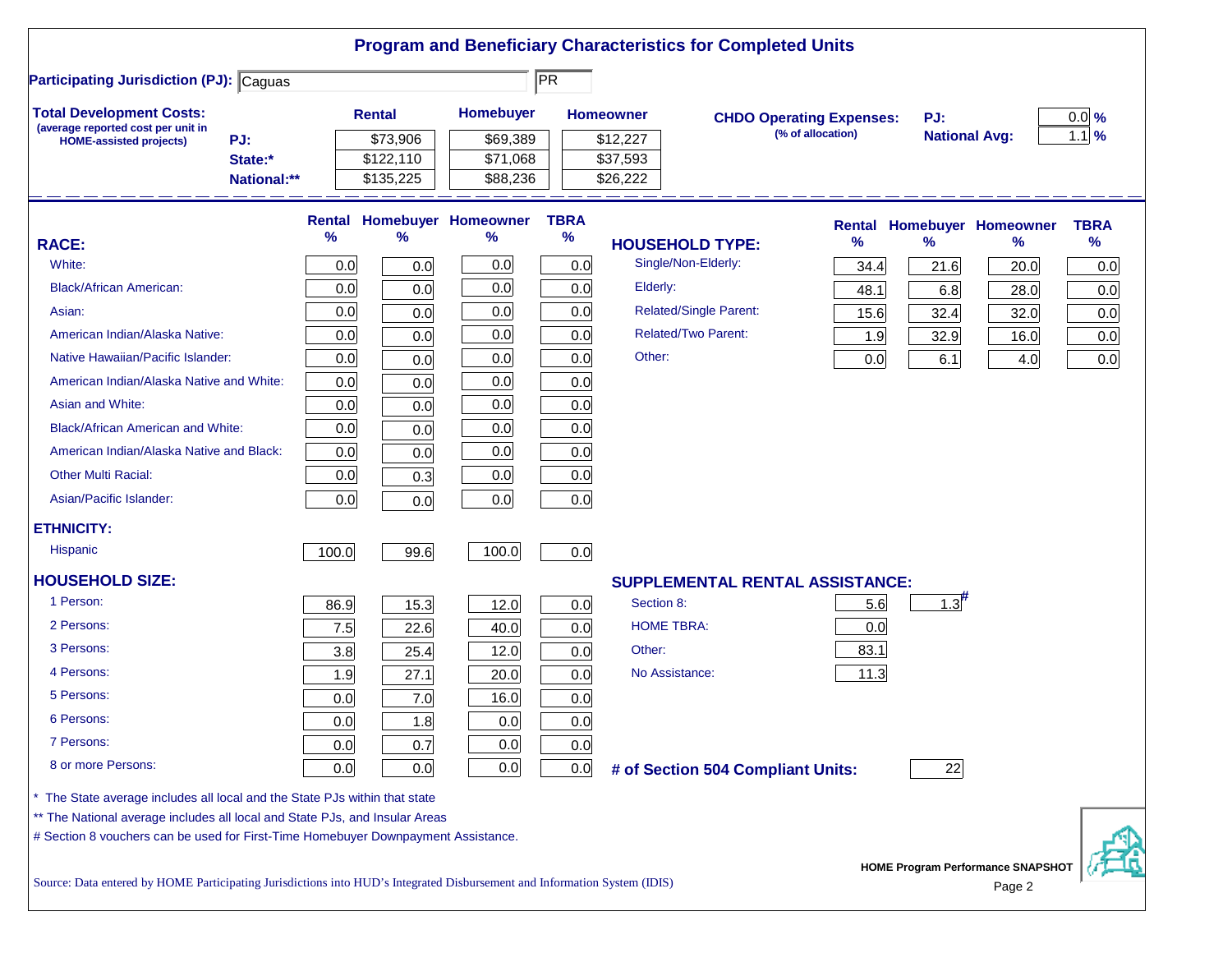# Program and Beneficiary Characteristics for Completed Units

**Participating Jurisdiction (PJ):** Caguas PR

**Total Development Costs:**
(average reported cost per unit in HOME-assisted projects)

| | Rental | Homebuyer | Homeowner |
|---|---|---|---|
| PJ: | $73,906 | $69,389 | $12,227 |
| State:* | $122,110 | $71,068 | $37,593 |
| National:** | $135,225 | $88,236 | $26,222 |

**CHDO Operating Expenses:** (% of allocation)

| | |
|---|---|
| PJ: | 0.0 % |
| National Avg: | 1.1 % |

| RACE: | Rental % | Homebuyer % | Homeowner % | TBRA % |
|---|---|---|---|---|
| White: | 0.0 | 0.0 | 0.0 | 0.0 |
| Black/African American: | 0.0 | 0.0 | 0.0 | 0.0 |
| Asian: | 0.0 | 0.0 | 0.0 | 0.0 |
| American Indian/Alaska Native: | 0.0 | 0.0 | 0.0 | 0.0 |
| Native Hawaiian/Pacific Islander: | 0.0 | 0.0 | 0.0 | 0.0 |
| American Indian/Alaska Native and White: | 0.0 | 0.0 | 0.0 | 0.0 |
| Asian and White: | 0.0 | 0.0 | 0.0 | 0.0 |
| Black/African American and White: | 0.0 | 0.0 | 0.0 | 0.0 |
| American Indian/Alaska Native and Black: | 0.0 | 0.0 | 0.0 | 0.0 |
| Other Multi Racial: | 0.0 | 0.3 | 0.0 | 0.0 |
| Asian/Pacific Islander: | 0.0 | 0.0 | 0.0 | 0.0 |
| **ETHNICITY:** | | | | |
| Hispanic | 100.0 | 99.6 | 100.0 | 0.0 |
| **HOUSEHOLD SIZE:** | | | | |
| 1 Person: | 86.9 | 15.3 | 12.0 | 0.0 |
| 2 Persons: | 7.5 | 22.6 | 40.0 | 0.0 |
| 3 Persons: | 3.8 | 25.4 | 12.0 | 0.0 |
| 4 Persons: | 1.9 | 27.1 | 20.0 | 0.0 |
| 5 Persons: | 0.0 | 7.0 | 16.0 | 0.0 |
| 6 Persons: | 0.0 | 1.8 | 0.0 | 0.0 |
| 7 Persons: | 0.0 | 0.7 | 0.0 | 0.0 |
| 8 or more Persons: | 0.0 | 0.0 | 0.0 | 0.0 |

| HOUSEHOLD TYPE: | Rental % | Homebuyer % | Homeowner % | TBRA % |
|---|---|---|---|---|
| Single/Non-Elderly: | 34.4 | 21.6 | 20.0 | 0.0 |
| Elderly: | 48.1 | 6.8 | 28.0 | 0.0 |
| Related/Single Parent: | 15.6 | 32.4 | 32.0 | 0.0 |
| Related/Two Parent: | 1.9 | 32.9 | 16.0 | 0.0 |
| Other: | 0.0 | 6.1 | 4.0 | 0.0 |

| SUPPLEMENTAL RENTAL ASSISTANCE: | Rental | Homebuyer |
|---|---|---|
| Section 8: | 5.6 | 1.3# |
| HOME TBRA: | 0.0 | |
| Other: | 83.1 | |
| No Assistance: | 11.3 | |

**# of Section 504 Compliant Units:** 22

\* The State average includes all local and the State PJs within that state

\*\* The National average includes all local and State PJs, and Insular Areas

\# Section 8 vouchers can be used for First-Time Homebuyer Downpayment Assistance.

Source: Data entered by HOME Participating Jurisdictions into HUD's Integrated Disbursement and Information System (IDIS)

HOME Program Performance SNAPSHOT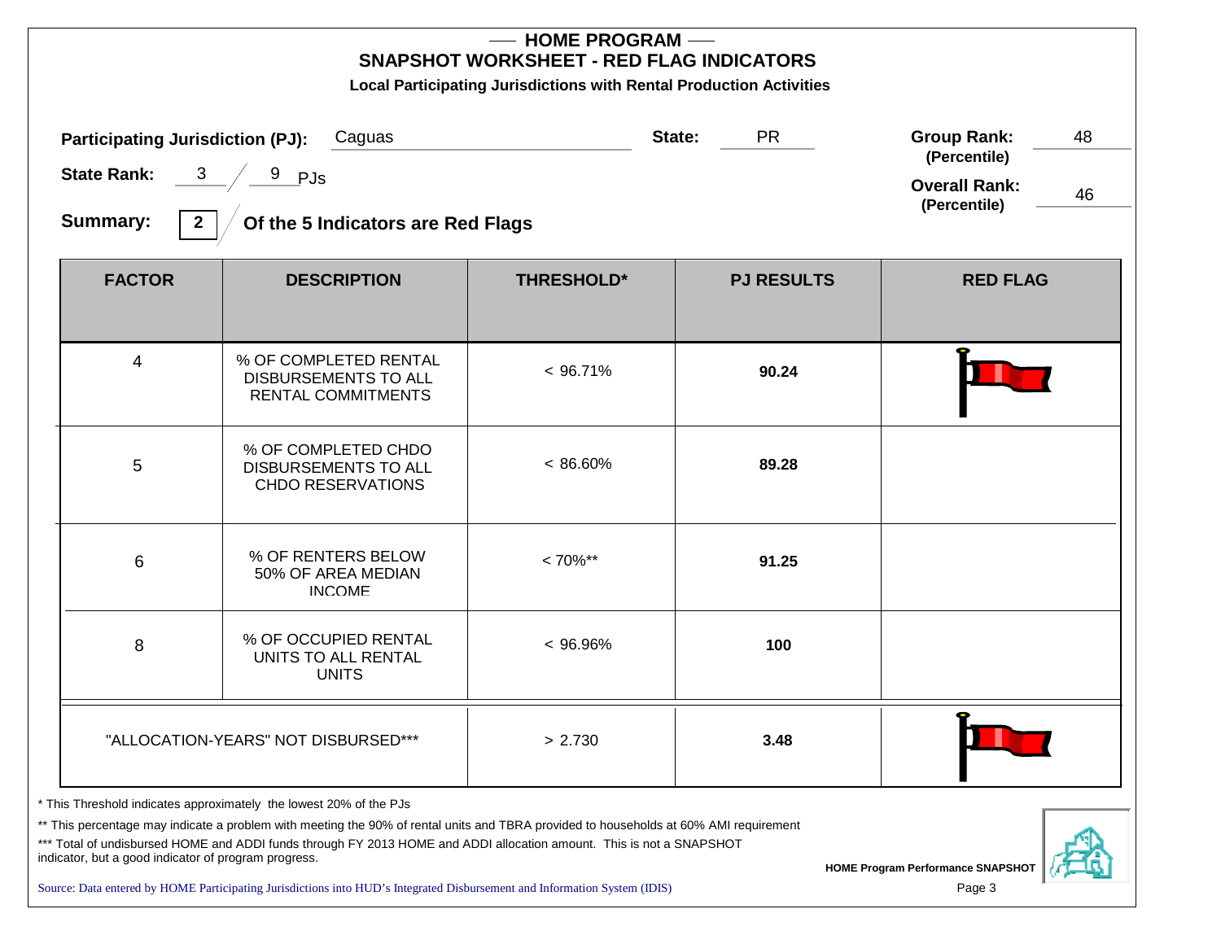# HOME PROGRAM

## SNAPSHOT WORKSHEET - RED FLAG INDICATORS

**Local Participating Jurisdictions with Rental Production Activities**

**Participating Jurisdiction (PJ):** Caguas **State:** PR **Group Rank:** 48 **(Percentile)**

**State Rank:** 3 / 9 PJs **Overall Rank:** 46 **(Percentile)**

**Summary:** 2 / **Of the 5 Indicators are Red Flags**

| FACTOR | DESCRIPTION | THRESHOLD* | PJ RESULTS | RED FLAG |
|---|---|---|---|---|
| 4 | % OF COMPLETED RENTAL DISBURSEMENTS TO ALL RENTAL COMMITMENTS | < 96.71% | **90.24** | Red Flag |
| 5 | % OF COMPLETED CHDO DISBURSEMENTS TO ALL CHDO RESERVATIONS | < 86.60% | **89.28** | |
| 6 | % OF RENTERS BELOW 50% OF AREA MEDIAN INCOME | < 70%** | **91.25** | |
| 8 | % OF OCCUPIED RENTAL UNITS TO ALL RENTAL UNITS | < 96.96% | **100** | |
| "ALLOCATION-YEARS" NOT DISBURSED*** | | > 2.730 | **3.48** | Red Flag |

\* This Threshold indicates approximately the lowest 20% of the PJs

** This percentage may indicate a problem with meeting the 90% of rental units and TBRA provided to households at 60% AMI requirement

*** Total of undisbursed HOME and ADDI funds through FY 2013 HOME and ADDI allocation amount. This is not a SNAPSHOT indicator, but a good indicator of program progress.

Source: Data entered by HOME Participating Jurisdictions into HUD's Integrated Disbursement and Information System (IDIS)